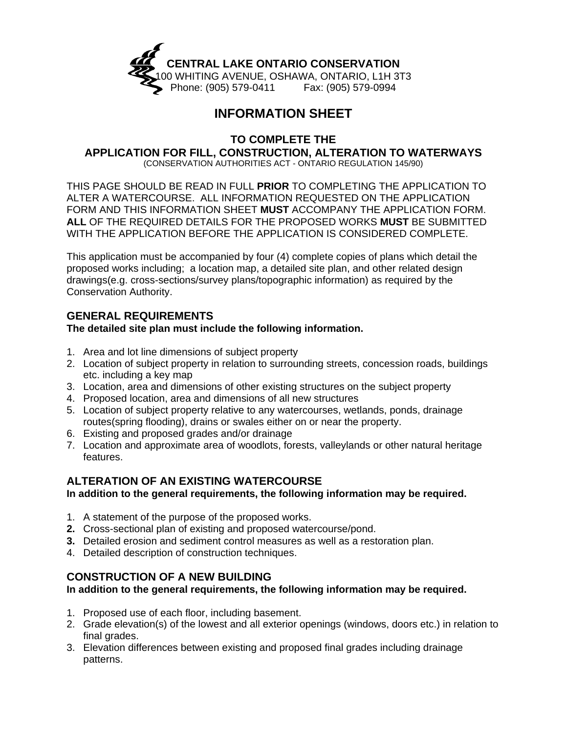**CENTRAL LAKE ONTARIO CONSERVATION**
100 WHITING AVENUE, OSHAWA, ONTARIO, L1H 3T3
Phone: (905) 579-0411 Fax: (905) 579-0994

# INFORMATION SHEET

## TO COMPLETE THE APPLICATION FOR FILL, CONSTRUCTION, ALTERATION TO WATERWAYS

(CONSERVATION AUTHORITIES ACT - ONTARIO REGULATION 145/90)

THIS PAGE SHOULD BE READ IN FULL **PRIOR** TO COMPLETING THE APPLICATION TO ALTER A WATERCOURSE. ALL INFORMATION REQUESTED ON THE APPLICATION FORM AND THIS INFORMATION SHEET **MUST** ACCOMPANY THE APPLICATION FORM. **ALL** OF THE REQUIRED DETAILS FOR THE PROPOSED WORKS **MUST** BE SUBMITTED WITH THE APPLICATION BEFORE THE APPLICATION IS CONSIDERED COMPLETE.

This application must be accompanied by four (4) complete copies of plans which detail the proposed works including; a location map, a detailed site plan, and other related design drawings(e.g. cross-sections/survey plans/topographic information) as required by the Conservation Authority.

### GENERAL REQUIREMENTS

**The detailed site plan must include the following information.**

1. Area and lot line dimensions of subject property
2. Location of subject property in relation to surrounding streets, concession roads, buildings etc. including a key map
3. Location, area and dimensions of other existing structures on the subject property
4. Proposed location, area and dimensions of all new structures
5. Location of subject property relative to any watercourses, wetlands, ponds, drainage routes(spring flooding), drains or swales either on or near the property.
6. Existing and proposed grades and/or drainage
7. Location and approximate area of woodlots, forests, valleylands or other natural heritage features.

### ALTERATION OF AN EXISTING WATERCOURSE

**In addition to the general requirements, the following information may be required.**

1. A statement of the purpose of the proposed works.
2. Cross-sectional plan of existing and proposed watercourse/pond.
3. Detailed erosion and sediment control measures as well as a restoration plan.
4. Detailed description of construction techniques.

### CONSTRUCTION OF A NEW BUILDING

**In addition to the general requirements, the following information may be required.**

1. Proposed use of each floor, including basement.
2. Grade elevation(s) of the lowest and all exterior openings (windows, doors etc.) in relation to final grades.
3. Elevation differences between existing and proposed final grades including drainage patterns.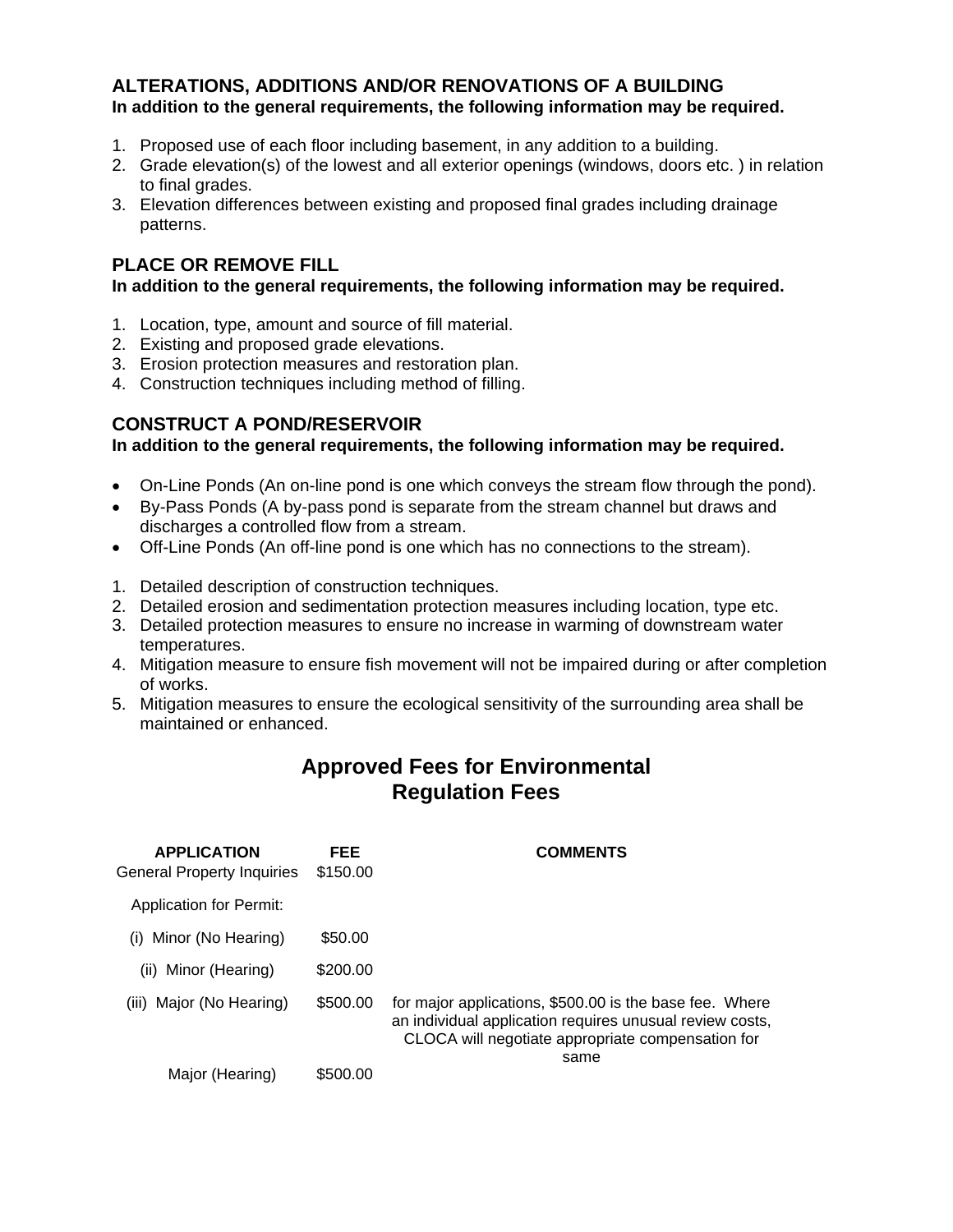## ALTERATIONS, ADDITIONS AND/OR RENOVATIONS OF A BUILDING

**In addition to the general requirements, the following information may be required.**

1. Proposed use of each floor including basement, in any addition to a building.
2. Grade elevation(s) of the lowest and all exterior openings (windows, doors etc. ) in relation to final grades.
3. Elevation differences between existing and proposed final grades including drainage patterns.

## PLACE OR REMOVE FILL

**In addition to the general requirements, the following information may be required.**

1. Location, type, amount and source of fill material.
2. Existing and proposed grade elevations.
3. Erosion protection measures and restoration plan.
4. Construction techniques including method of filling.

## CONSTRUCT A POND/RESERVOIR

**In addition to the general requirements, the following information may be required.**

- On-Line Ponds (An on-line pond is one which conveys the stream flow through the pond).
- By-Pass Ponds (A by-pass pond is separate from the stream channel but draws and discharges a controlled flow from a stream.
- Off-Line Ponds (An off-line pond is one which has no connections to the stream).

1. Detailed description of construction techniques.
2. Detailed erosion and sedimentation protection measures including location, type etc.
3. Detailed protection measures to ensure no increase in warming of downstream water temperatures.
4. Mitigation measure to ensure fish movement will not be impaired during or after completion of works.
5. Mitigation measures to ensure the ecological sensitivity of the surrounding area shall be maintained or enhanced.

# Approved Fees for Environmental Regulation Fees

| APPLICATION | FEE | COMMENTS |
|---|---|---|
| General Property Inquiries | $150.00 | |
| Application for Permit: | | |
| (i) Minor (No Hearing) | $50.00 | |
| (ii) Minor (Hearing) | $200.00 | |
| (iii) Major (No Hearing) | $500.00 | for major applications, $500.00 is the base fee. Where an individual application requires unusual review costs, CLOCA will negotiate appropriate compensation for same |
| Major (Hearing) | $500.00 | |